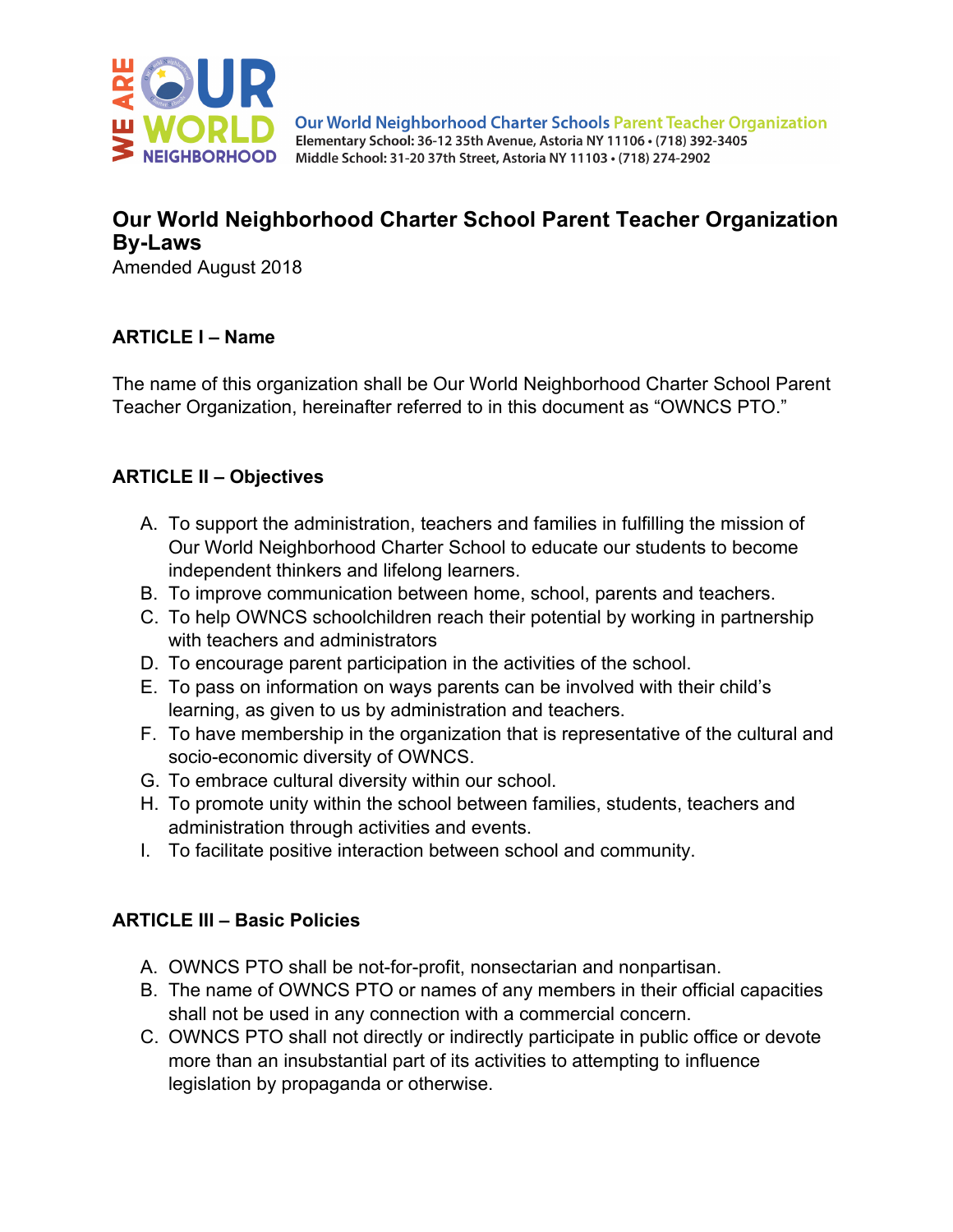Our World Neighborhood Charter Schools Parent Teacher Organization
Elementary School: 36-12 35th Avenue, Astoria NY 11106 • (718) 392-3405
Middle School: 31-20 37th Street, Astoria NY 11103 • (718) 274-2902

# Our World Neighborhood Charter School Parent Teacher Organization By-Laws

Amended August 2018

## ARTICLE I – Name

The name of this organization shall be Our World Neighborhood Charter School Parent Teacher Organization, hereinafter referred to in this document as "OWNCS PTO."

## ARTICLE II – Objectives

A. To support the administration, teachers and families in fulfilling the mission of Our World Neighborhood Charter School to educate our students to become independent thinkers and lifelong learners.
B. To improve communication between home, school, parents and teachers.
C. To help OWNCS schoolchildren reach their potential by working in partnership with teachers and administrators
D. To encourage parent participation in the activities of the school.
E. To pass on information on ways parents can be involved with their child's learning, as given to us by administration and teachers.
F. To have membership in the organization that is representative of the cultural and socio-economic diversity of OWNCS.
G. To embrace cultural diversity within our school.
H. To promote unity within the school between families, students, teachers and administration through activities and events.
I. To facilitate positive interaction between school and community.

## ARTICLE III – Basic Policies

A. OWNCS PTO shall be not-for-profit, nonsectarian and nonpartisan.
B. The name of OWNCS PTO or names of any members in their official capacities shall not be used in any connection with a commercial concern.
C. OWNCS PTO shall not directly or indirectly participate in public office or devote more than an insubstantial part of its activities to attempting to influence legislation by propaganda or otherwise.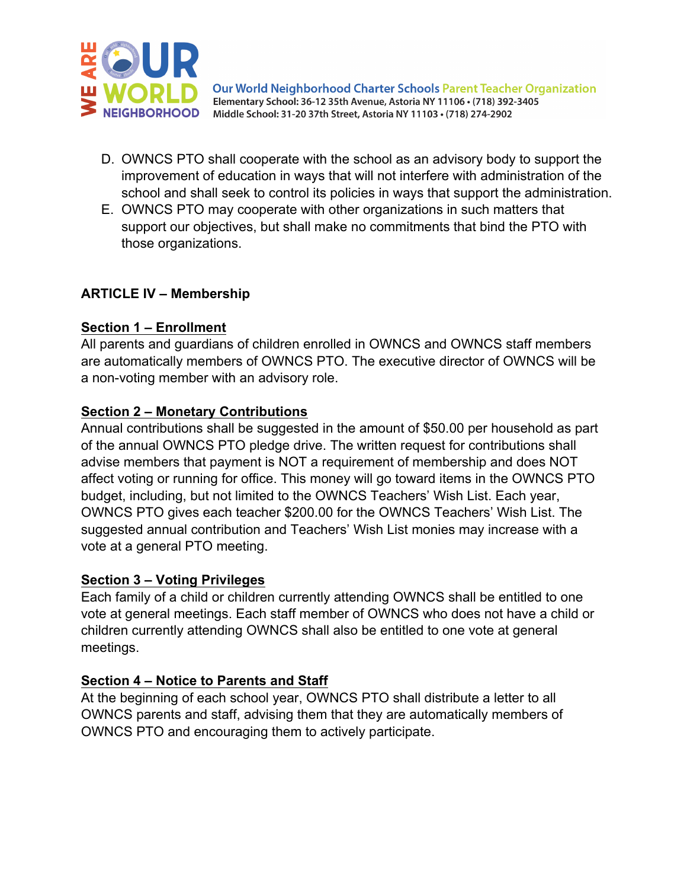D. OWNCS PTO shall cooperate with the school as an advisory body to support the improvement of education in ways that will not interfere with administration of the school and shall seek to control its policies in ways that support the administration.
E. OWNCS PTO may cooperate with other organizations in such matters that support our objectives, but shall make no commitments that bind the PTO with those organizations.

**ARTICLE IV – Membership**

**Section 1 – Enrollment**
All parents and guardians of children enrolled in OWNCS and OWNCS staff members are automatically members of OWNCS PTO. The executive director of OWNCS will be a non-voting member with an advisory role.

**Section 2 – Monetary Contributions**
Annual contributions shall be suggested in the amount of $50.00 per household as part of the annual OWNCS PTO pledge drive. The written request for contributions shall advise members that payment is NOT a requirement of membership and does NOT affect voting or running for office. This money will go toward items in the OWNCS PTO budget, including, but not limited to the OWNCS Teachers' Wish List. Each year, OWNCS PTO gives each teacher $200.00 for the OWNCS Teachers' Wish List. The suggested annual contribution and Teachers' Wish List monies may increase with a vote at a general PTO meeting.

**Section 3 – Voting Privileges**
Each family of a child or children currently attending OWNCS shall be entitled to one vote at general meetings. Each staff member of OWNCS who does not have a child or children currently attending OWNCS shall also be entitled to one vote at general meetings.

**Section 4 – Notice to Parents and Staff**
At the beginning of each school year, OWNCS PTO shall distribute a letter to all OWNCS parents and staff, advising them that they are automatically members of OWNCS PTO and encouraging them to actively participate.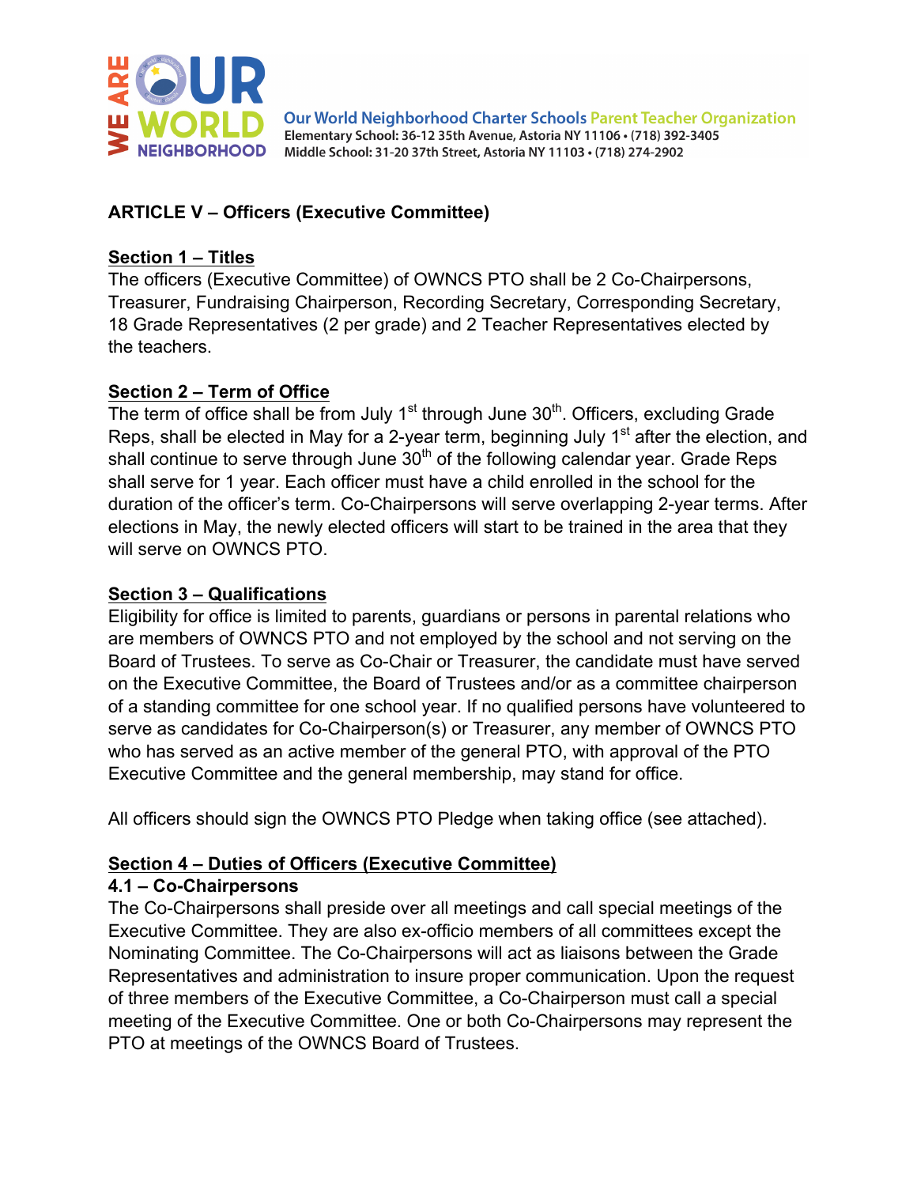## ARTICLE V – Officers (Executive Committee)

### Section 1 – Titles

The officers (Executive Committee) of OWNCS PTO shall be 2 Co-Chairpersons, Treasurer, Fundraising Chairperson, Recording Secretary, Corresponding Secretary, 18 Grade Representatives (2 per grade) and 2 Teacher Representatives elected by the teachers.

### Section 2 – Term of Office

The term of office shall be from July 1st through June 30th. Officers, excluding Grade Reps, shall be elected in May for a 2-year term, beginning July 1st after the election, and shall continue to serve through June 30th of the following calendar year. Grade Reps shall serve for 1 year. Each officer must have a child enrolled in the school for the duration of the officer's term. Co-Chairpersons will serve overlapping 2-year terms. After elections in May, the newly elected officers will start to be trained in the area that they will serve on OWNCS PTO.

### Section 3 – Qualifications

Eligibility for office is limited to parents, guardians or persons in parental relations who are members of OWNCS PTO and not employed by the school and not serving on the Board of Trustees. To serve as Co-Chair or Treasurer, the candidate must have served on the Executive Committee, the Board of Trustees and/or as a committee chairperson of a standing committee for one school year. If no qualified persons have volunteered to serve as candidates for Co-Chairperson(s) or Treasurer, any member of OWNCS PTO who has served as an active member of the general PTO, with approval of the PTO Executive Committee and the general membership, may stand for office.

All officers should sign the OWNCS PTO Pledge when taking office (see attached).

### Section 4 – Duties of Officers (Executive Committee)

#### 4.1 – Co-Chairpersons

The Co-Chairpersons shall preside over all meetings and call special meetings of the Executive Committee. They are also ex-officio members of all committees except the Nominating Committee. The Co-Chairpersons will act as liaisons between the Grade Representatives and administration to insure proper communication. Upon the request of three members of the Executive Committee, a Co-Chairperson must call a special meeting of the Executive Committee. One or both Co-Chairpersons may represent the PTO at meetings of the OWNCS Board of Trustees.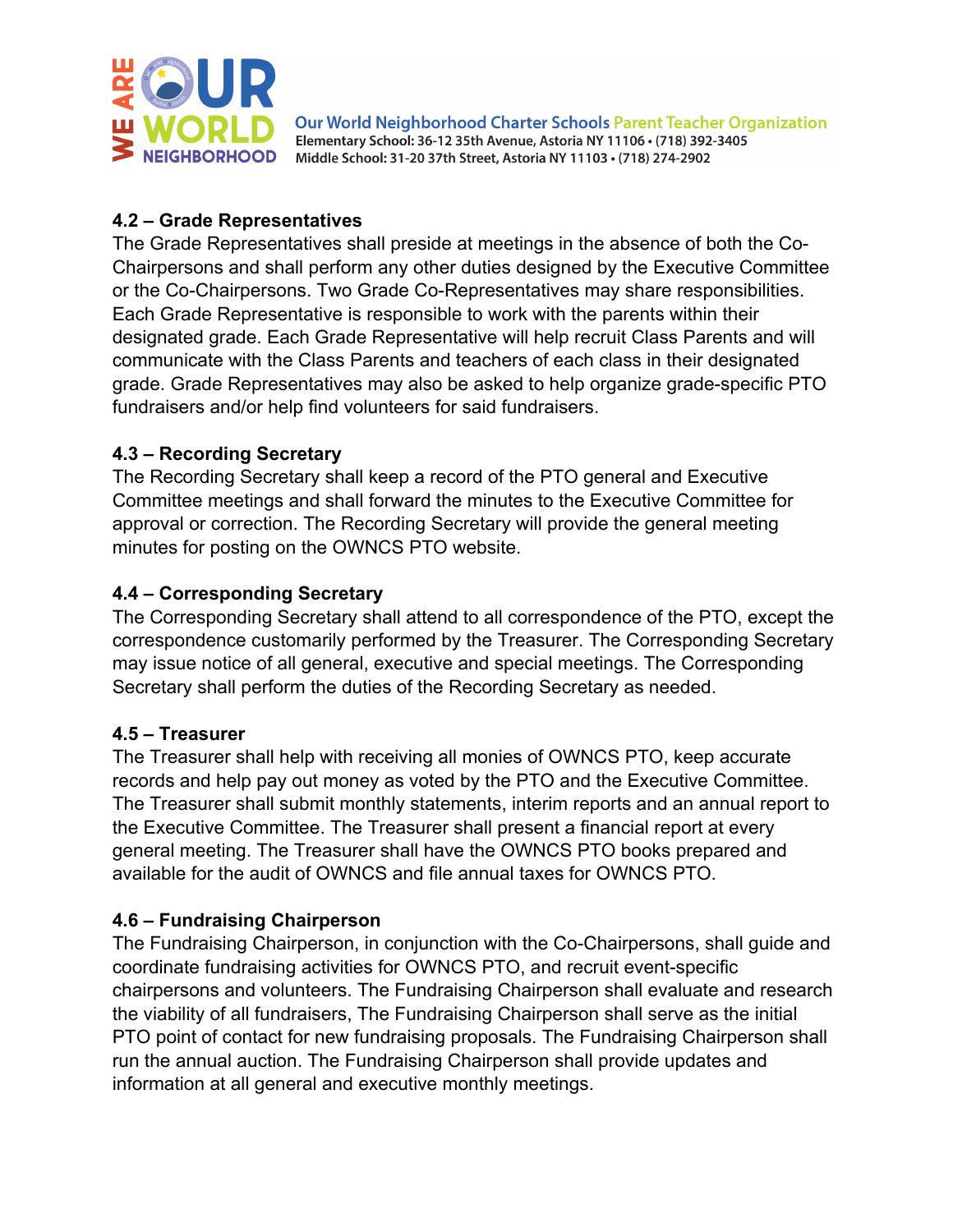### 4.2 – Grade Representatives

The Grade Representatives shall preside at meetings in the absence of both the Co-Chairpersons and shall perform any other duties designed by the Executive Committee or the Co-Chairpersons. Two Grade Co-Representatives may share responsibilities. Each Grade Representative is responsible to work with the parents within their designated grade. Each Grade Representative will help recruit Class Parents and will communicate with the Class Parents and teachers of each class in their designated grade. Grade Representatives may also be asked to help organize grade-specific PTO fundraisers and/or help find volunteers for said fundraisers.

### 4.3 – Recording Secretary

The Recording Secretary shall keep a record of the PTO general and Executive Committee meetings and shall forward the minutes to the Executive Committee for approval or correction. The Recording Secretary will provide the general meeting minutes for posting on the OWNCS PTO website.

### 4.4 – Corresponding Secretary

The Corresponding Secretary shall attend to all correspondence of the PTO, except the correspondence customarily performed by the Treasurer. The Corresponding Secretary may issue notice of all general, executive and special meetings. The Corresponding Secretary shall perform the duties of the Recording Secretary as needed.

### 4.5 – Treasurer

The Treasurer shall help with receiving all monies of OWNCS PTO, keep accurate records and help pay out money as voted by the PTO and the Executive Committee. The Treasurer shall submit monthly statements, interim reports and an annual report to the Executive Committee. The Treasurer shall present a financial report at every general meeting. The Treasurer shall have the OWNCS PTO books prepared and available for the audit of OWNCS and file annual taxes for OWNCS PTO.

### 4.6 – Fundraising Chairperson

The Fundraising Chairperson, in conjunction with the Co-Chairpersons, shall guide and coordinate fundraising activities for OWNCS PTO, and recruit event-specific chairpersons and volunteers. The Fundraising Chairperson shall evaluate and research the viability of all fundraisers, The Fundraising Chairperson shall serve as the initial PTO point of contact for new fundraising proposals. The Fundraising Chairperson shall run the annual auction. The Fundraising Chairperson shall provide updates and information at all general and executive monthly meetings.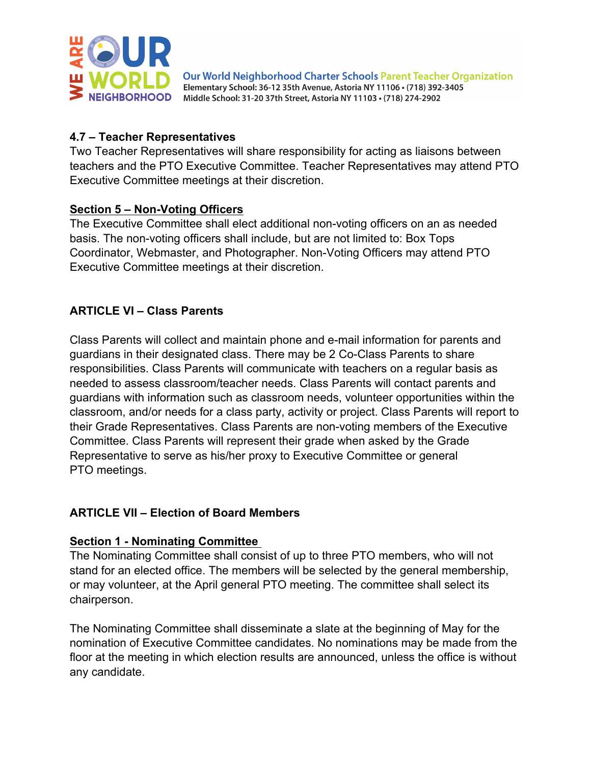### 4.7 – Teacher Representatives

Two Teacher Representatives will share responsibility for acting as liaisons between teachers and the PTO Executive Committee. Teacher Representatives may attend PTO Executive Committee meetings at their discretion.

### Section 5 – Non-Voting Officers

The Executive Committee shall elect additional non-voting officers on an as needed basis. The non-voting officers shall include, but are not limited to: Box Tops Coordinator, Webmaster, and Photographer. Non-Voting Officers may attend PTO Executive Committee meetings at their discretion.

## ARTICLE VI – Class Parents

Class Parents will collect and maintain phone and e-mail information for parents and guardians in their designated class. There may be 2 Co-Class Parents to share responsibilities. Class Parents will communicate with teachers on a regular basis as needed to assess classroom/teacher needs. Class Parents will contact parents and guardians with information such as classroom needs, volunteer opportunities within the classroom, and/or needs for a class party, activity or project. Class Parents will report to their Grade Representatives. Class Parents are non-voting members of the Executive Committee. Class Parents will represent their grade when asked by the Grade Representative to serve as his/her proxy to Executive Committee or general PTO meetings.

## ARTICLE VII – Election of Board Members

### Section 1 - Nominating Committee

The Nominating Committee shall consist of up to three PTO members, who will not stand for an elected office. The members will be selected by the general membership, or may volunteer, at the April general PTO meeting. The committee shall select its chairperson.

The Nominating Committee shall disseminate a slate at the beginning of May for the nomination of Executive Committee candidates. No nominations may be made from the floor at the meeting in which election results are announced, unless the office is without any candidate.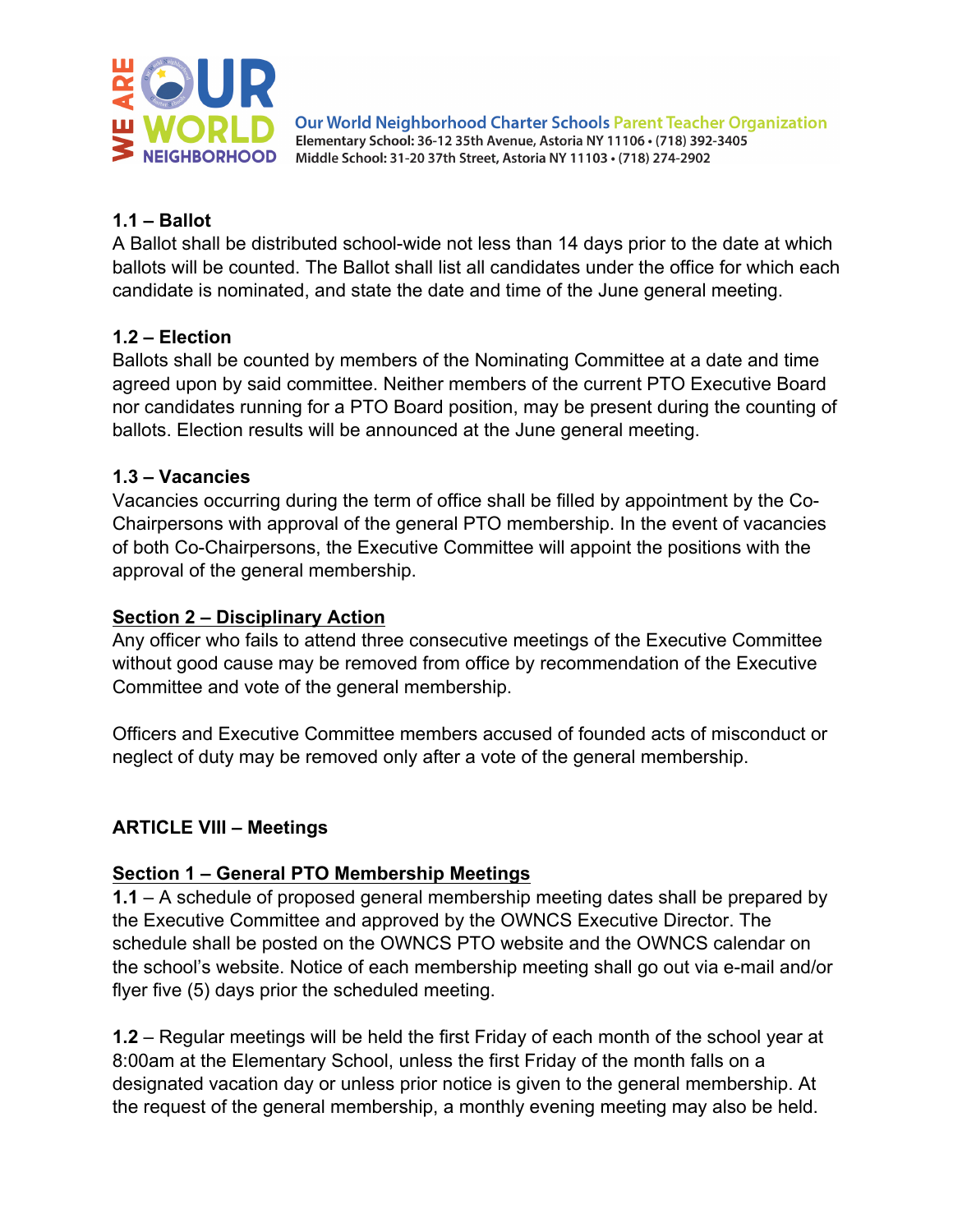**1.1 – Ballot**
A Ballot shall be distributed school-wide not less than 14 days prior to the date at which ballots will be counted. The Ballot shall list all candidates under the office for which each candidate is nominated, and state the date and time of the June general meeting.

**1.2 – Election**
Ballots shall be counted by members of the Nominating Committee at a date and time agreed upon by said committee. Neither members of the current PTO Executive Board nor candidates running for a PTO Board position, may be present during the counting of ballots. Election results will be announced at the June general meeting.

**1.3 – Vacancies**
Vacancies occurring during the term of office shall be filled by appointment by the Co-Chairpersons with approval of the general PTO membership. In the event of vacancies of both Co-Chairpersons, the Executive Committee will appoint the positions with the approval of the general membership.

**Section 2 – Disciplinary Action**
Any officer who fails to attend three consecutive meetings of the Executive Committee without good cause may be removed from office by recommendation of the Executive Committee and vote of the general membership.

Officers and Executive Committee members accused of founded acts of misconduct or neglect of duty may be removed only after a vote of the general membership.

## ARTICLE VIII – Meetings

**Section 1 – General PTO Membership Meetings**
**1.1** – A schedule of proposed general membership meeting dates shall be prepared by the Executive Committee and approved by the OWNCS Executive Director. The schedule shall be posted on the OWNCS PTO website and the OWNCS calendar on the school's website. Notice of each membership meeting shall go out via e-mail and/or flyer five (5) days prior the scheduled meeting.

**1.2** – Regular meetings will be held the first Friday of each month of the school year at 8:00am at the Elementary School, unless the first Friday of the month falls on a designated vacation day or unless prior notice is given to the general membership. At the request of the general membership, a monthly evening meeting may also be held.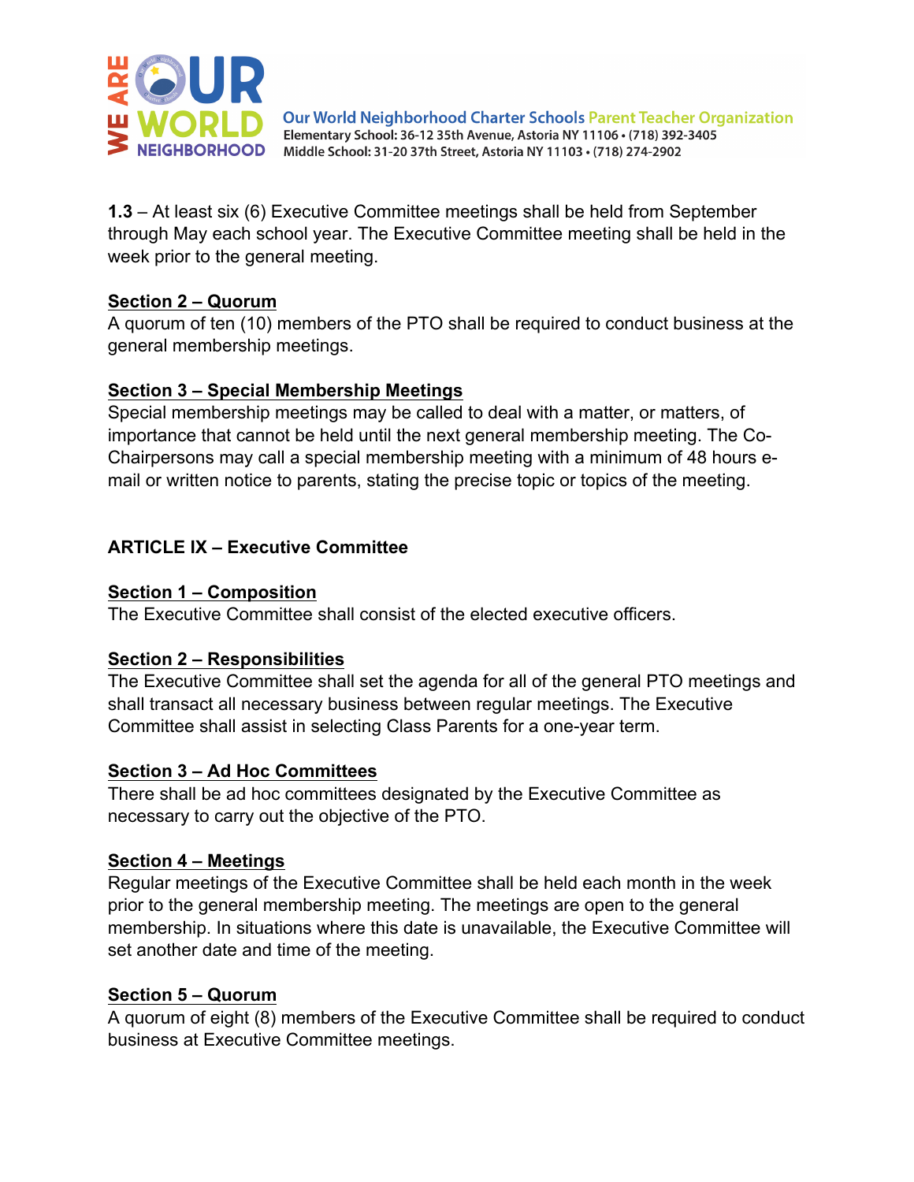**1.3** – At least six (6) Executive Committee meetings shall be held from September through May each school year. The Executive Committee meeting shall be held in the week prior to the general meeting.

**Section 2 – Quorum**

A quorum of ten (10) members of the PTO shall be required to conduct business at the general membership meetings.

**Section 3 – Special Membership Meetings**

Special membership meetings may be called to deal with a matter, or matters, of importance that cannot be held until the next general membership meeting. The Co-Chairpersons may call a special membership meeting with a minimum of 48 hours e-mail or written notice to parents, stating the precise topic or topics of the meeting.

## ARTICLE IX – Executive Committee

**Section 1 – Composition**

The Executive Committee shall consist of the elected executive officers.

**Section 2 – Responsibilities**

The Executive Committee shall set the agenda for all of the general PTO meetings and shall transact all necessary business between regular meetings. The Executive Committee shall assist in selecting Class Parents for a one-year term.

**Section 3 – Ad Hoc Committees**

There shall be ad hoc committees designated by the Executive Committee as necessary to carry out the objective of the PTO.

**Section 4 – Meetings**

Regular meetings of the Executive Committee shall be held each month in the week prior to the general membership meeting. The meetings are open to the general membership. In situations where this date is unavailable, the Executive Committee will set another date and time of the meeting.

**Section 5 – Quorum**

A quorum of eight (8) members of the Executive Committee shall be required to conduct business at Executive Committee meetings.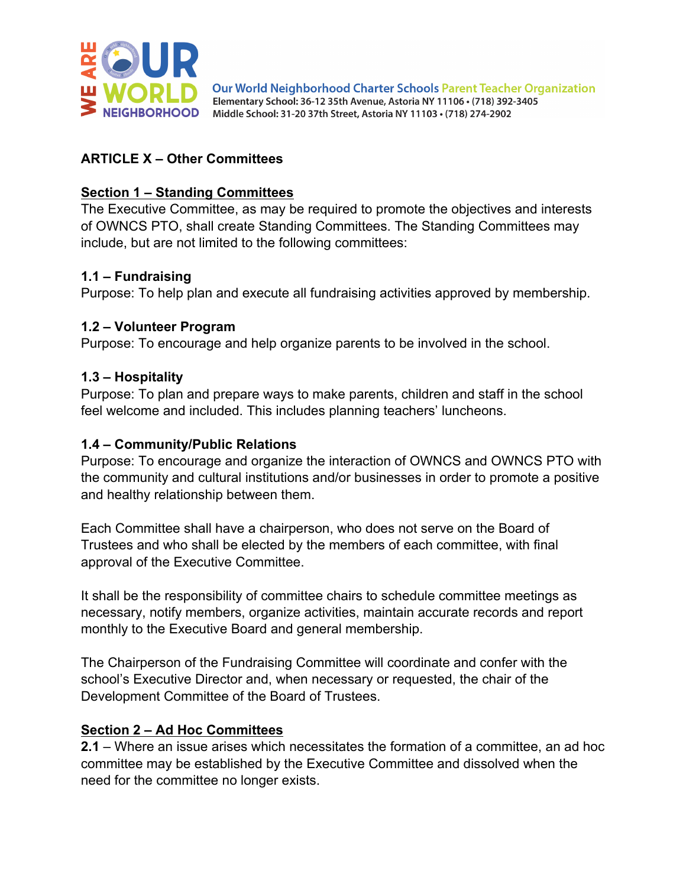## ARTICLE X – Other Committees

### Section 1 – Standing Committees

The Executive Committee, as may be required to promote the objectives and interests of OWNCS PTO, shall create Standing Committees. The Standing Committees may include, but are not limited to the following committees:

**1.1 – Fundraising**
Purpose: To help plan and execute all fundraising activities approved by membership.

**1.2 – Volunteer Program**
Purpose: To encourage and help organize parents to be involved in the school.

**1.3 – Hospitality**
Purpose: To plan and prepare ways to make parents, children and staff in the school feel welcome and included. This includes planning teachers' luncheons.

**1.4 – Community/Public Relations**
Purpose: To encourage and organize the interaction of OWNCS and OWNCS PTO with the community and cultural institutions and/or businesses in order to promote a positive and healthy relationship between them.

Each Committee shall have a chairperson, who does not serve on the Board of Trustees and who shall be elected by the members of each committee, with final approval of the Executive Committee.

It shall be the responsibility of committee chairs to schedule committee meetings as necessary, notify members, organize activities, maintain accurate records and report monthly to the Executive Board and general membership.

The Chairperson of the Fundraising Committee will coordinate and confer with the school's Executive Director and, when necessary or requested, the chair of the Development Committee of the Board of Trustees.

### Section 2 – Ad Hoc Committees

**2.1** – Where an issue arises which necessitates the formation of a committee, an ad hoc committee may be established by the Executive Committee and dissolved when the need for the committee no longer exists.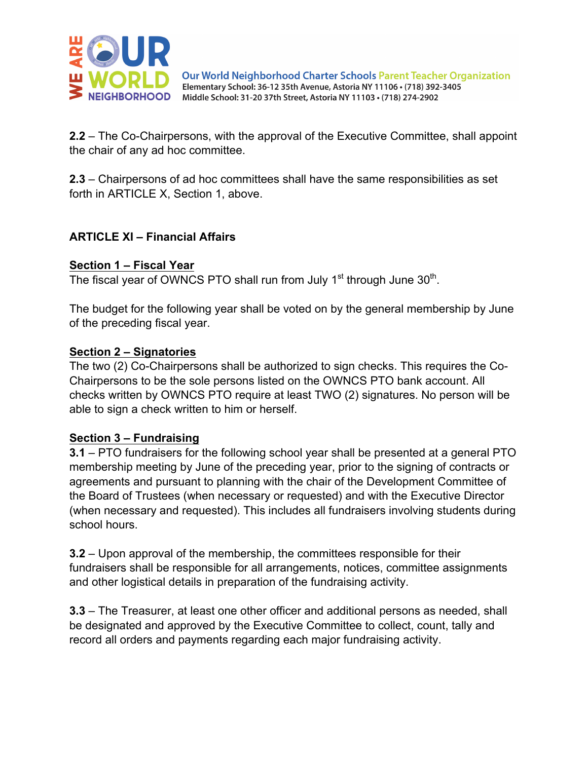**2.2** – The Co-Chairpersons, with the approval of the Executive Committee, shall appoint the chair of any ad hoc committee.

**2.3** – Chairpersons of ad hoc committees shall have the same responsibilities as set forth in ARTICLE X, Section 1, above.

## ARTICLE XI – Financial Affairs

### Section 1 – Fiscal Year

The fiscal year of OWNCS PTO shall run from July 1st through June 30th.

The budget for the following year shall be voted on by the general membership by June of the preceding fiscal year.

### Section 2 – Signatories

The two (2) Co-Chairpersons shall be authorized to sign checks. This requires the Co-Chairpersons to be the sole persons listed on the OWNCS PTO bank account. All checks written by OWNCS PTO require at least TWO (2) signatures. No person will be able to sign a check written to him or herself.

### Section 3 – Fundraising

**3.1** – PTO fundraisers for the following school year shall be presented at a general PTO membership meeting by June of the preceding year, prior to the signing of contracts or agreements and pursuant to planning with the chair of the Development Committee of the Board of Trustees (when necessary or requested) and with the Executive Director (when necessary and requested). This includes all fundraisers involving students during school hours.

**3.2** – Upon approval of the membership, the committees responsible for their fundraisers shall be responsible for all arrangements, notices, committee assignments and other logistical details in preparation of the fundraising activity.

**3.3** – The Treasurer, at least one other officer and additional persons as needed, shall be designated and approved by the Executive Committee to collect, count, tally and record all orders and payments regarding each major fundraising activity.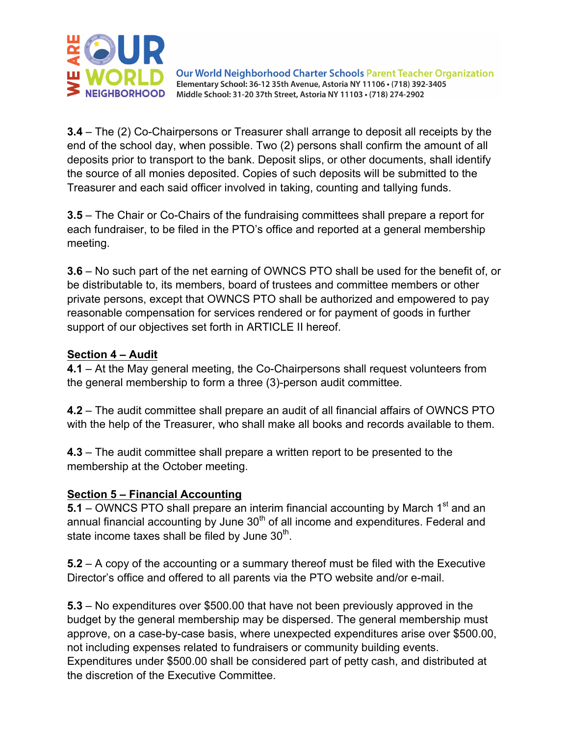**3.4** – The (2) Co-Chairpersons or Treasurer shall arrange to deposit all receipts by the end of the school day, when possible. Two (2) persons shall confirm the amount of all deposits prior to transport to the bank. Deposit slips, or other documents, shall identify the source of all monies deposited. Copies of such deposits will be submitted to the Treasurer and each said officer involved in taking, counting and tallying funds.

**3.5** – The Chair or Co-Chairs of the fundraising committees shall prepare a report for each fundraiser, to be filed in the PTO's office and reported at a general membership meeting.

**3.6** – No such part of the net earning of OWNCS PTO shall be used for the benefit of, or be distributable to, its members, board of trustees and committee members or other private persons, except that OWNCS PTO shall be authorized and empowered to pay reasonable compensation for services rendered or for payment of goods in further support of our objectives set forth in ARTICLE II hereof.

**<u>Section 4 – Audit</u>**

**4.1** – At the May general meeting, the Co-Chairpersons shall request volunteers from the general membership to form a three (3)-person audit committee.

**4.2** – The audit committee shall prepare an audit of all financial affairs of OWNCS PTO with the help of the Treasurer, who shall make all books and records available to them.

**4.3** – The audit committee shall prepare a written report to be presented to the membership at the October meeting.

**<u>Section 5 – Financial Accounting</u>**

**5.1** – OWNCS PTO shall prepare an interim financial accounting by March 1st and an annual financial accounting by June 30th of all income and expenditures. Federal and state income taxes shall be filed by June 30th.

**5.2** – A copy of the accounting or a summary thereof must be filed with the Executive Director's office and offered to all parents via the PTO website and/or e-mail.

**5.3** – No expenditures over $500.00 that have not been previously approved in the budget by the general membership may be dispersed. The general membership must approve, on a case-by-case basis, where unexpected expenditures arise over $500.00, not including expenses related to fundraisers or community building events. Expenditures under $500.00 shall be considered part of petty cash, and distributed at the discretion of the Executive Committee.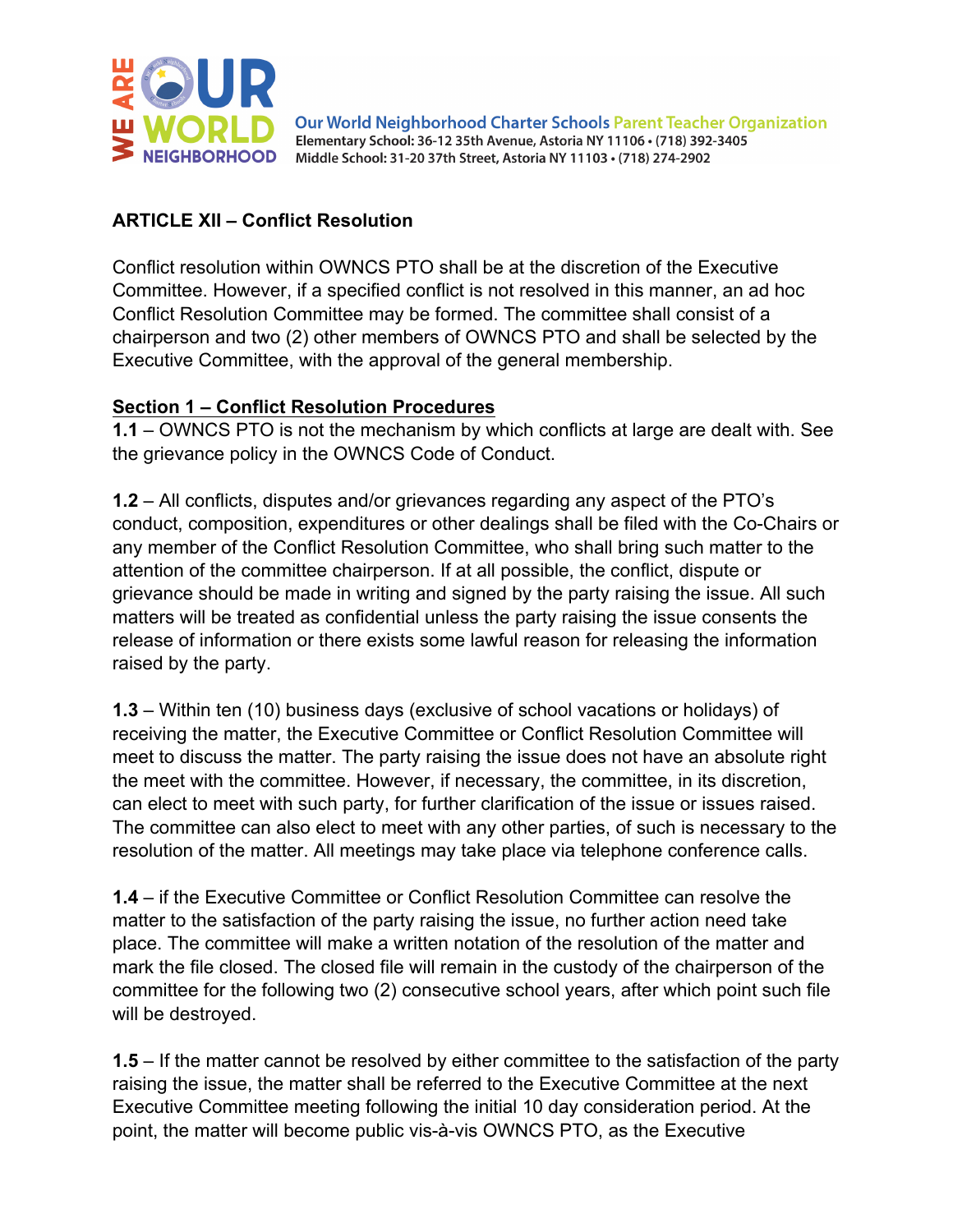## ARTICLE XII – Conflict Resolution

Conflict resolution within OWNCS PTO shall be at the discretion of the Executive Committee. However, if a specified conflict is not resolved in this manner, an ad hoc Conflict Resolution Committee may be formed. The committee shall consist of a chairperson and two (2) other members of OWNCS PTO and shall be selected by the Executive Committee, with the approval of the general membership.

### Section 1 – Conflict Resolution Procedures

**1.1** – OWNCS PTO is not the mechanism by which conflicts at large are dealt with. See the grievance policy in the OWNCS Code of Conduct.

**1.2** – All conflicts, disputes and/or grievances regarding any aspect of the PTO's conduct, composition, expenditures or other dealings shall be filed with the Co-Chairs or any member of the Conflict Resolution Committee, who shall bring such matter to the attention of the committee chairperson. If at all possible, the conflict, dispute or grievance should be made in writing and signed by the party raising the issue. All such matters will be treated as confidential unless the party raising the issue consents the release of information or there exists some lawful reason for releasing the information raised by the party.

**1.3** – Within ten (10) business days (exclusive of school vacations or holidays) of receiving the matter, the Executive Committee or Conflict Resolution Committee will meet to discuss the matter. The party raising the issue does not have an absolute right the meet with the committee. However, if necessary, the committee, in its discretion, can elect to meet with such party, for further clarification of the issue or issues raised. The committee can also elect to meet with any other parties, of such is necessary to the resolution of the matter. All meetings may take place via telephone conference calls.

**1.4** – if the Executive Committee or Conflict Resolution Committee can resolve the matter to the satisfaction of the party raising the issue, no further action need take place. The committee will make a written notation of the resolution of the matter and mark the file closed. The closed file will remain in the custody of the chairperson of the committee for the following two (2) consecutive school years, after which point such file will be destroyed.

**1.5** – If the matter cannot be resolved by either committee to the satisfaction of the party raising the issue, the matter shall be referred to the Executive Committee at the next Executive Committee meeting following the initial 10 day consideration period. At the point, the matter will become public vis-à-vis OWNCS PTO, as the Executive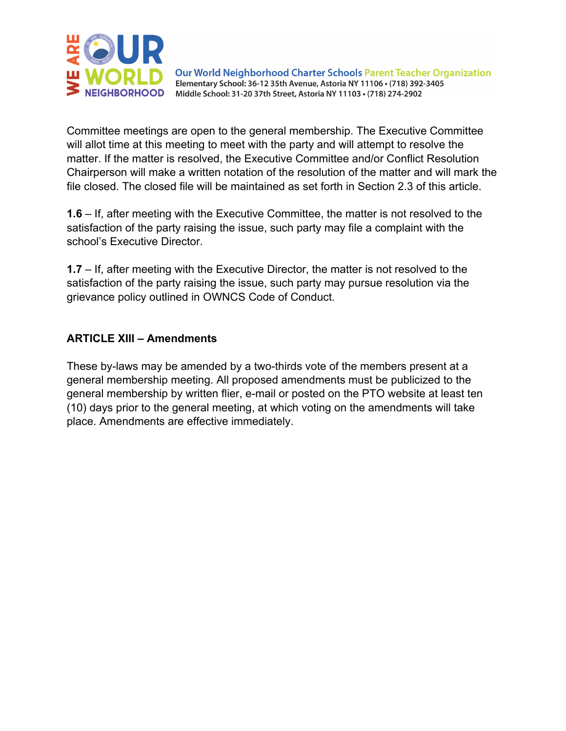Committee meetings are open to the general membership. The Executive Committee will allot time at this meeting to meet with the party and will attempt to resolve the matter. If the matter is resolved, the Executive Committee and/or Conflict Resolution Chairperson will make a written notation of the resolution of the matter and will mark the file closed. The closed file will be maintained as set forth in Section 2.3 of this article.

**1.6** – If, after meeting with the Executive Committee, the matter is not resolved to the satisfaction of the party raising the issue, such party may file a complaint with the school's Executive Director.

**1.7** – If, after meeting with the Executive Director, the matter is not resolved to the satisfaction of the party raising the issue, such party may pursue resolution via the grievance policy outlined in OWNCS Code of Conduct.

## ARTICLE XIII – Amendments

These by-laws may be amended by a two-thirds vote of the members present at a general membership meeting. All proposed amendments must be publicized to the general membership by written flier, e-mail or posted on the PTO website at least ten (10) days prior to the general meeting, at which voting on the amendments will take place. Amendments are effective immediately.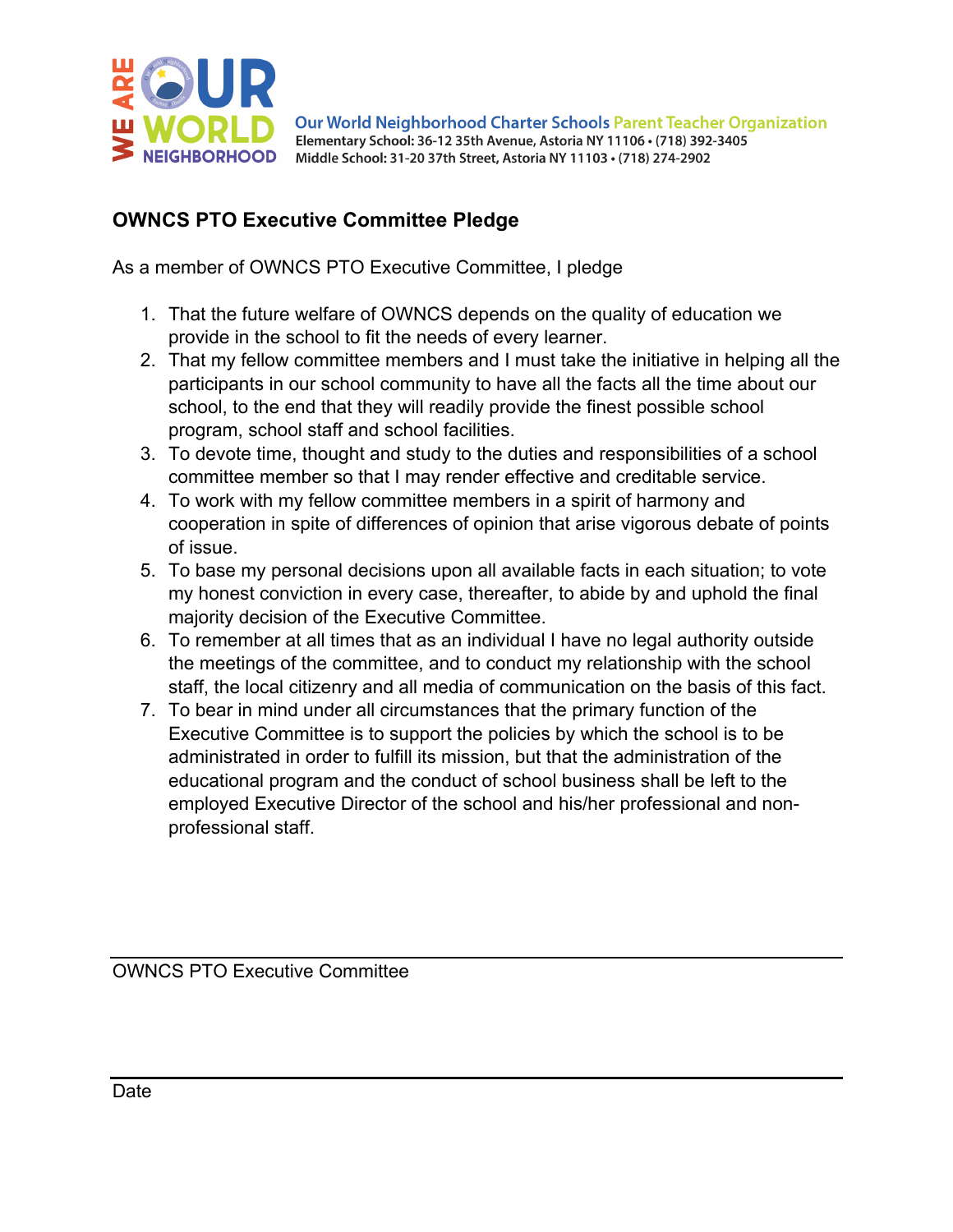Our World Neighborhood Charter Schools Parent Teacher Organization
Elementary School: 36-12 35th Avenue, Astoria NY 11106 • (718) 392-3405
Middle School: 31-20 37th Street, Astoria NY 11103 • (718) 274-2902

## OWNCS PTO Executive Committee Pledge

As a member of OWNCS PTO Executive Committee, I pledge

1. That the future welfare of OWNCS depends on the quality of education we provide in the school to fit the needs of every learner.
2. That my fellow committee members and I must take the initiative in helping all the participants in our school community to have all the facts all the time about our school, to the end that they will readily provide the finest possible school program, school staff and school facilities.
3. To devote time, thought and study to the duties and responsibilities of a school committee member so that I may render effective and creditable service.
4. To work with my fellow committee members in a spirit of harmony and cooperation in spite of differences of opinion that arise vigorous debate of points of issue.
5. To base my personal decisions upon all available facts in each situation; to vote my honest conviction in every case, thereafter, to abide by and uphold the final majority decision of the Executive Committee.
6. To remember at all times that as an individual I have no legal authority outside the meetings of the committee, and to conduct my relationship with the school staff, the local citizenry and all media of communication on the basis of this fact.
7. To bear in mind under all circumstances that the primary function of the Executive Committee is to support the policies by which the school is to be administrated in order to fulfill its mission, but that the administration of the educational program and the conduct of school business shall be left to the employed Executive Director of the school and his/her professional and non-professional staff.

\_\_\_\_\_\_\_\_\_\_\_\_\_\_\_\_\_\_\_\_\_\_\_\_\_\_\_\_\_\_\_\_\_\_\_\_\_\_\_\_

OWNCS PTO Executive Committee

\_\_\_\_\_\_\_\_\_\_\_\_\_\_\_\_\_\_\_\_\_\_\_\_\_\_\_\_\_\_\_\_\_\_\_\_\_\_\_\_

Date